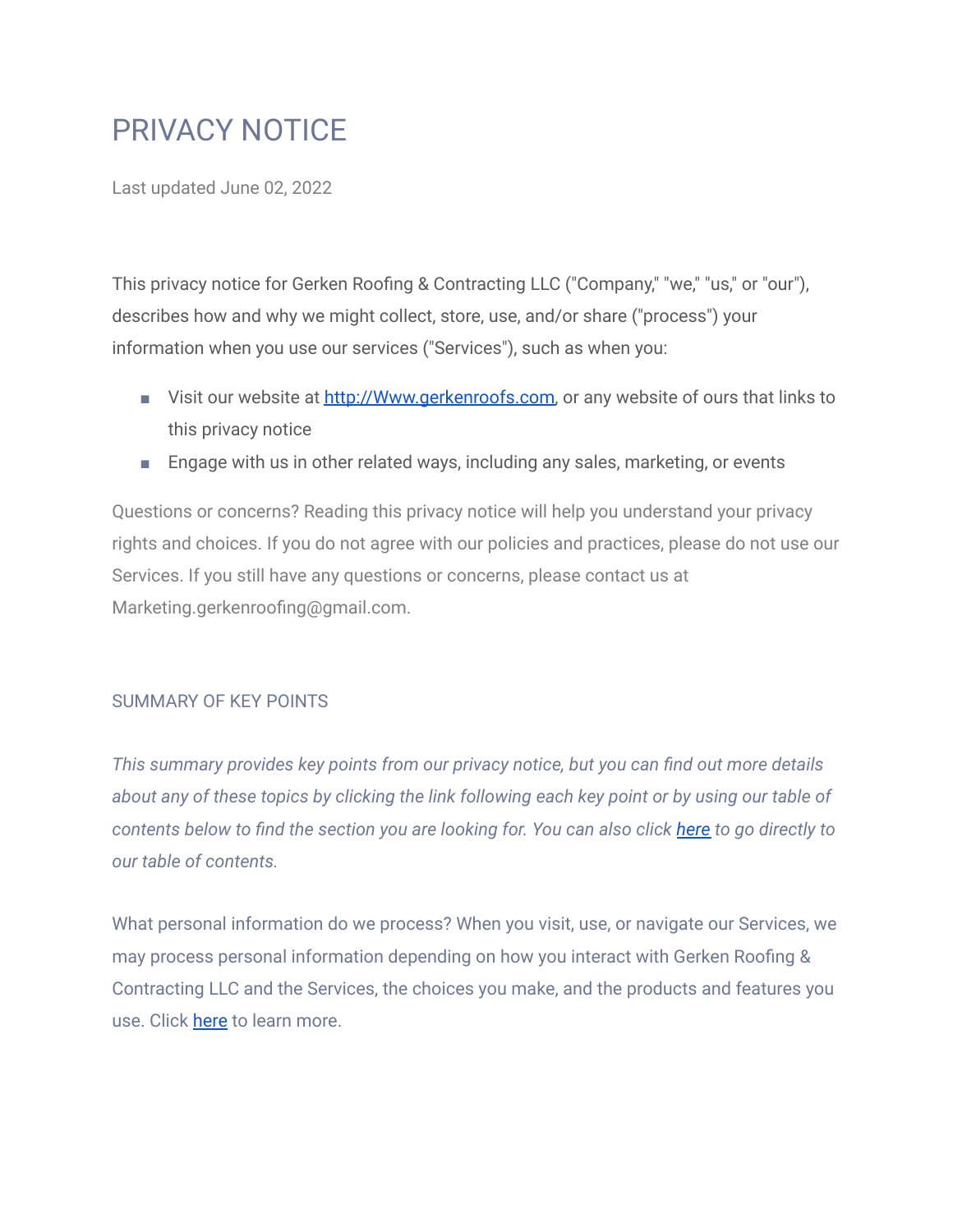# PRIVACY NOTICE

Last updated June 02, 2022

This privacy notice for Gerken Roofing & Contracting LLC ("Company," "we," "us," or "our"), describes how and why we might collect, store, use, and/or share ("process") your information when you use our services ("Services"), such as when you:

- Visit our website at [http://Www.gerkenroofs.com](http://Www.gerkenroofs.com), or any website of ours that links to this privacy notice
- Engage with us in other related ways, including any sales, marketing, or events

Questions or concerns? Reading this privacy notice will help you understand your privacy rights and choices. If you do not agree with our policies and practices, please do not use our Services. If you still have any questions or concerns, please contact us at Marketing.gerkenroofing@gmail.com.

## SUMMARY OF KEY POINTS

*This summary provides key points from our privacy notice, but you can find out more details about any of these topics by clicking the link following each key point or by using our table of contents below to find the section you are looking for. You can also click here to go directly to our table of contents.*

What personal information do we process? When you visit, use, or navigate our Services, we may process personal information depending on how you interact with Gerken Roofing & Contracting LLC and the Services, the choices you make, and the products and features you use. Click here to learn more.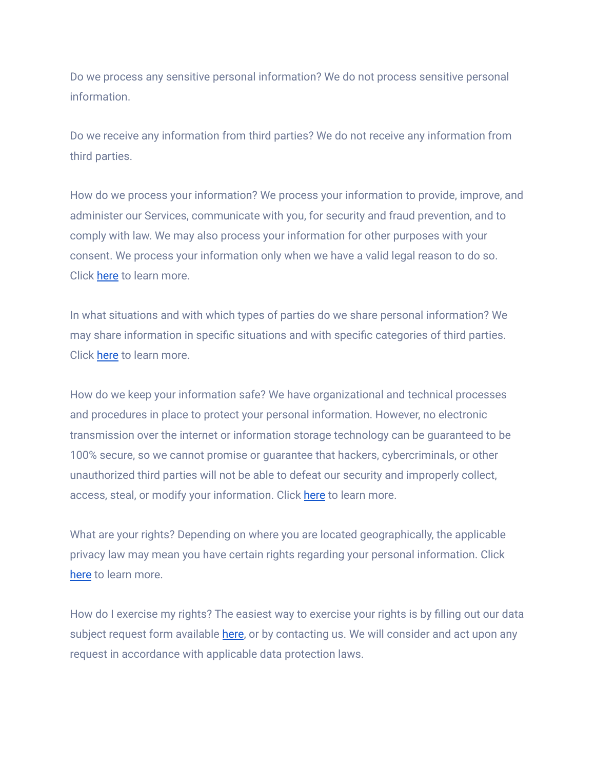Do we process any sensitive personal information? We do not process sensitive personal information.

Do we receive any information from third parties? We do not receive any information from third parties.

How do we process your information? We process your information to provide, improve, and administer our Services, communicate with you, for security and fraud prevention, and to comply with law. We may also process your information for other purposes with your consent. We process your information only when we have a valid legal reason to do so. Click here to learn more.

In what situations and with which types of parties do we share personal information? We may share information in specific situations and with specific categories of third parties. Click here to learn more.

How do we keep your information safe? We have organizational and technical processes and procedures in place to protect your personal information. However, no electronic transmission over the internet or information storage technology can be guaranteed to be 100% secure, so we cannot promise or guarantee that hackers, cybercriminals, or other unauthorized third parties will not be able to defeat our security and improperly collect, access, steal, or modify your information. Click here to learn more.

What are your rights? Depending on where you are located geographically, the applicable privacy law may mean you have certain rights regarding your personal information. Click here to learn more.

How do I exercise my rights? The easiest way to exercise your rights is by filling out our data subject request form available here, or by contacting us. We will consider and act upon any request in accordance with applicable data protection laws.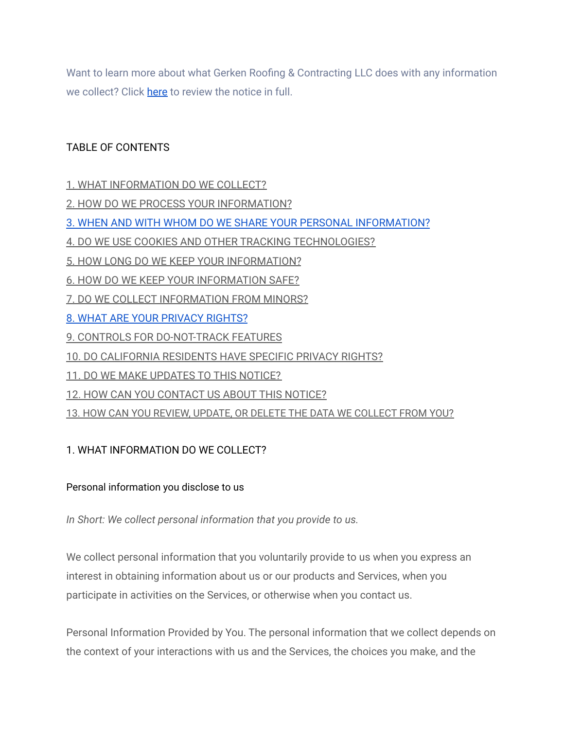Want to learn more about what Gerken Roofing & Contracting LLC does with any information we collect? Click here to review the notice in full.

## TABLE OF CONTENTS

1. WHAT INFORMATION DO WE COLLECT?
2. HOW DO WE PROCESS YOUR INFORMATION?
3. WHEN AND WITH WHOM DO WE SHARE YOUR PERSONAL INFORMATION?
4. DO WE USE COOKIES AND OTHER TRACKING TECHNOLOGIES?
5. HOW LONG DO WE KEEP YOUR INFORMATION?
6. HOW DO WE KEEP YOUR INFORMATION SAFE?
7. DO WE COLLECT INFORMATION FROM MINORS?
8. WHAT ARE YOUR PRIVACY RIGHTS?
9. CONTROLS FOR DO-NOT-TRACK FEATURES
10. DO CALIFORNIA RESIDENTS HAVE SPECIFIC PRIVACY RIGHTS?
11. DO WE MAKE UPDATES TO THIS NOTICE?
12. HOW CAN YOU CONTACT US ABOUT THIS NOTICE?
13. HOW CAN YOU REVIEW, UPDATE, OR DELETE THE DATA WE COLLECT FROM YOU?

## 1. WHAT INFORMATION DO WE COLLECT?

### Personal information you disclose to us

*In Short: We collect personal information that you provide to us.*

We collect personal information that you voluntarily provide to us when you express an interest in obtaining information about us or our products and Services, when you participate in activities on the Services, or otherwise when you contact us.

Personal Information Provided by You. The personal information that we collect depends on the context of your interactions with us and the Services, the choices you make, and the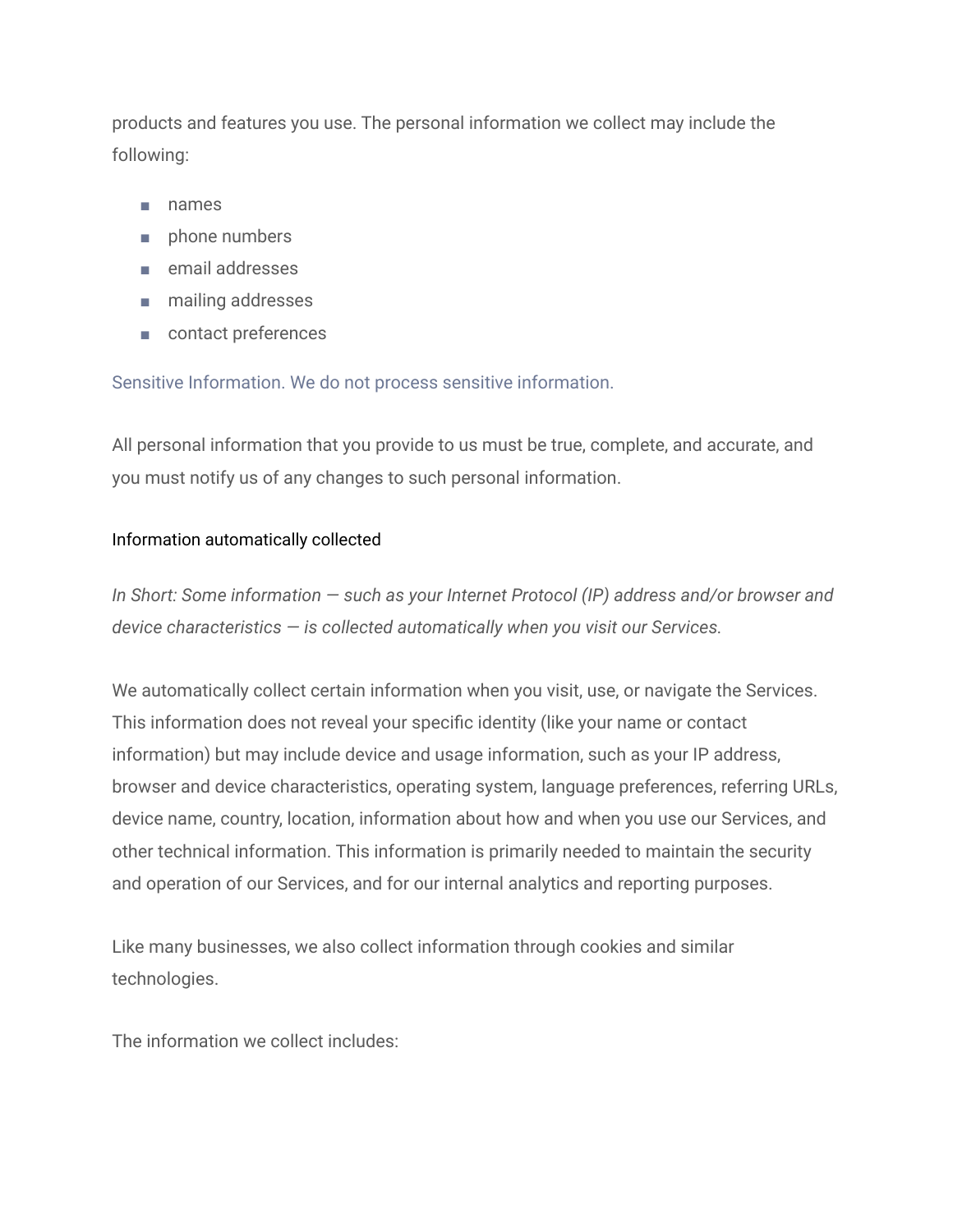products and features you use. The personal information we collect may include the following:

- names
- phone numbers
- email addresses
- mailing addresses
- contact preferences

Sensitive Information. We do not process sensitive information.

All personal information that you provide to us must be true, complete, and accurate, and you must notify us of any changes to such personal information.

### Information automatically collected

*In Short: Some information — such as your Internet Protocol (IP) address and/or browser and device characteristics — is collected automatically when you visit our Services.*

We automatically collect certain information when you visit, use, or navigate the Services. This information does not reveal your specific identity (like your name or contact information) but may include device and usage information, such as your IP address, browser and device characteristics, operating system, language preferences, referring URLs, device name, country, location, information about how and when you use our Services, and other technical information. This information is primarily needed to maintain the security and operation of our Services, and for our internal analytics and reporting purposes.

Like many businesses, we also collect information through cookies and similar technologies.

The information we collect includes: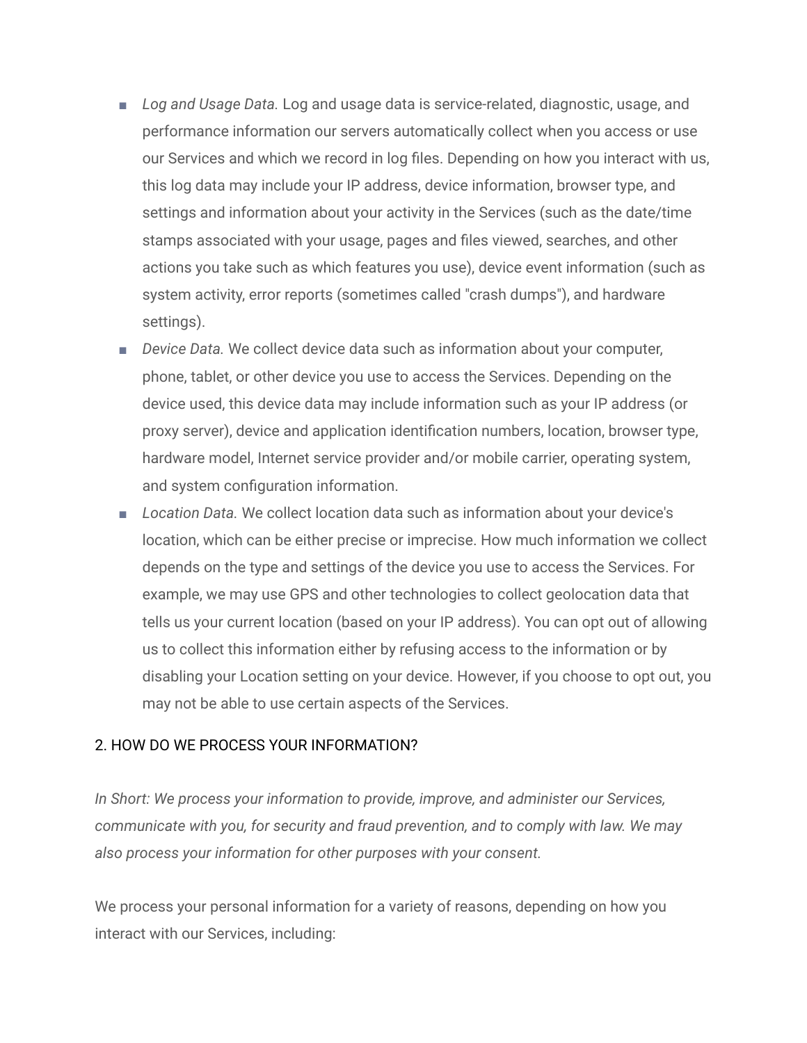- *Log and Usage Data.* Log and usage data is service-related, diagnostic, usage, and performance information our servers automatically collect when you access or use our Services and which we record in log files. Depending on how you interact with us, this log data may include your IP address, device information, browser type, and settings and information about your activity in the Services (such as the date/time stamps associated with your usage, pages and files viewed, searches, and other actions you take such as which features you use), device event information (such as system activity, error reports (sometimes called "crash dumps"), and hardware settings).
- *Device Data.* We collect device data such as information about your computer, phone, tablet, or other device you use to access the Services. Depending on the device used, this device data may include information such as your IP address (or proxy server), device and application identification numbers, location, browser type, hardware model, Internet service provider and/or mobile carrier, operating system, and system configuration information.
- *Location Data.* We collect location data such as information about your device's location, which can be either precise or imprecise. How much information we collect depends on the type and settings of the device you use to access the Services. For example, we may use GPS and other technologies to collect geolocation data that tells us your current location (based on your IP address). You can opt out of allowing us to collect this information either by refusing access to the information or by disabling your Location setting on your device. However, if you choose to opt out, you may not be able to use certain aspects of the Services.

## 2. HOW DO WE PROCESS YOUR INFORMATION?

*In Short: We process your information to provide, improve, and administer our Services, communicate with you, for security and fraud prevention, and to comply with law. We may also process your information for other purposes with your consent.*

We process your personal information for a variety of reasons, depending on how you interact with our Services, including: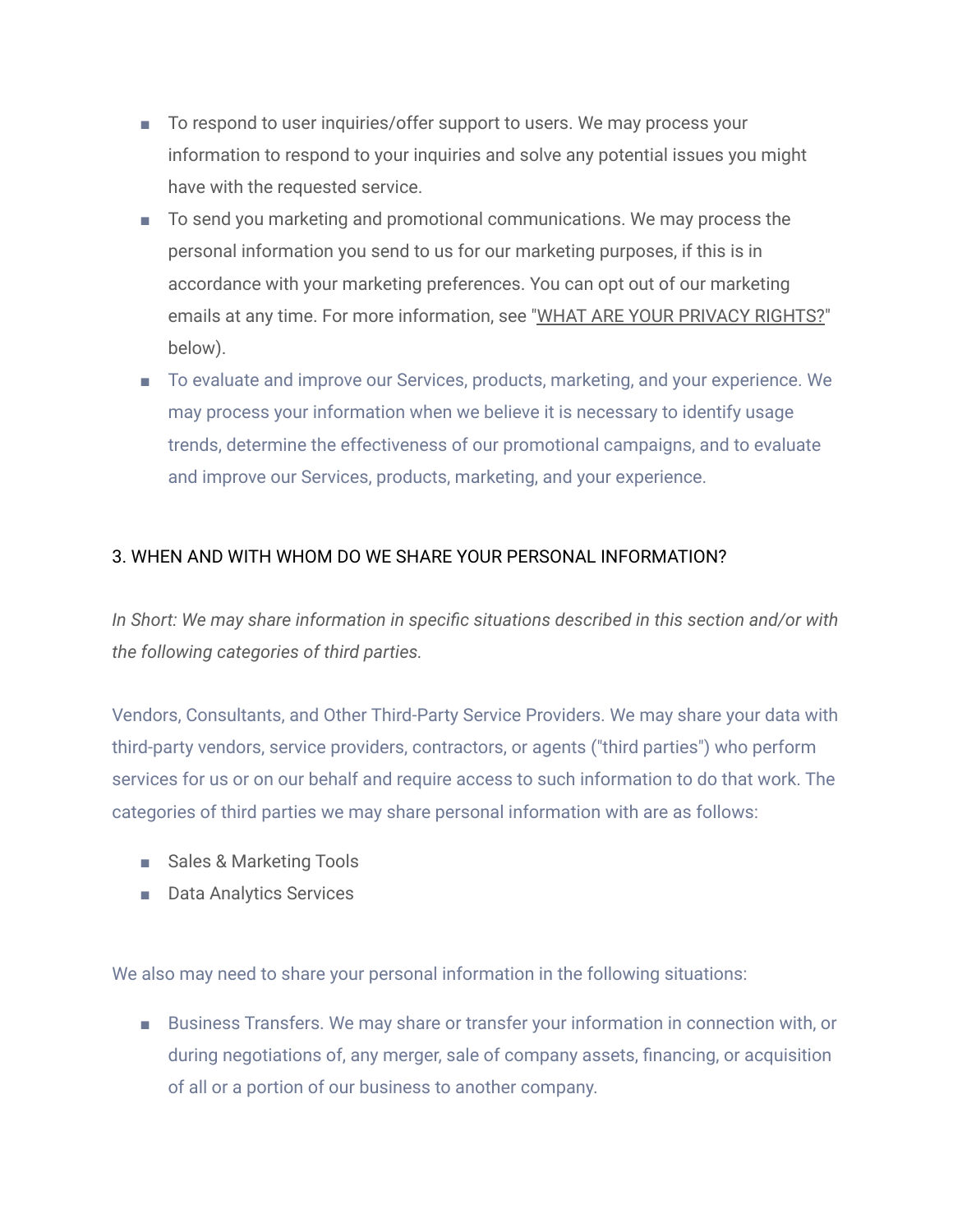- To respond to user inquiries/offer support to users. We may process your information to respond to your inquiries and solve any potential issues you might have with the requested service.
- To send you marketing and promotional communications. We may process the personal information you send to us for our marketing purposes, if this is in accordance with your marketing preferences. You can opt out of our marketing emails at any time. For more information, see "WHAT ARE YOUR PRIVACY RIGHTS?" below).
- To evaluate and improve our Services, products, marketing, and your experience. We may process your information when we believe it is necessary to identify usage trends, determine the effectiveness of our promotional campaigns, and to evaluate and improve our Services, products, marketing, and your experience.

## 3. WHEN AND WITH WHOM DO WE SHARE YOUR PERSONAL INFORMATION?

*In Short: We may share information in specific situations described in this section and/or with the following categories of third parties.*

Vendors, Consultants, and Other Third-Party Service Providers. We may share your data with third-party vendors, service providers, contractors, or agents ("third parties") who perform services for us or on our behalf and require access to such information to do that work. The categories of third parties we may share personal information with are as follows:

- Sales & Marketing Tools
- Data Analytics Services

We also may need to share your personal information in the following situations:

- Business Transfers. We may share or transfer your information in connection with, or during negotiations of, any merger, sale of company assets, financing, or acquisition of all or a portion of our business to another company.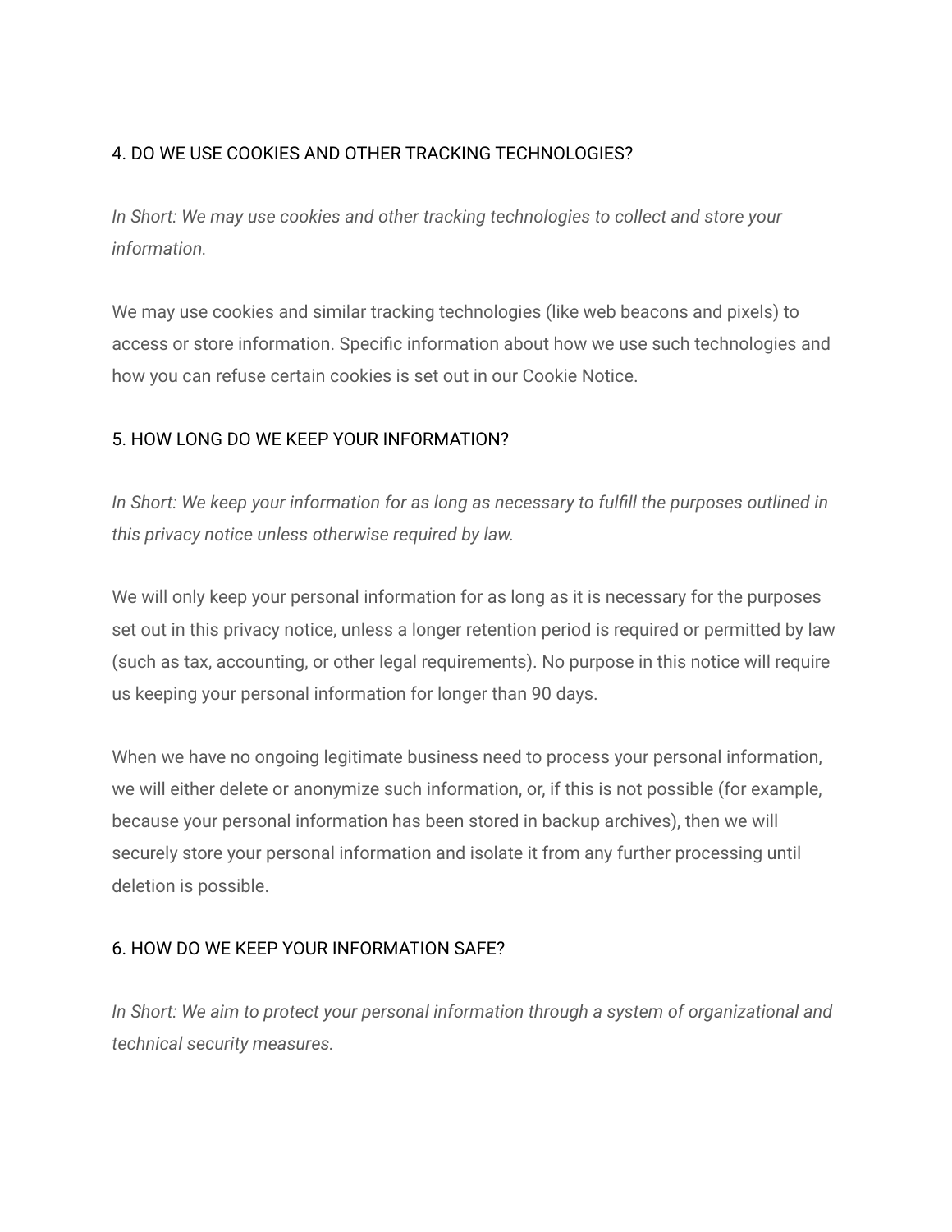## 4. DO WE USE COOKIES AND OTHER TRACKING TECHNOLOGIES?

*In Short: We may use cookies and other tracking technologies to collect and store your information.*

We may use cookies and similar tracking technologies (like web beacons and pixels) to access or store information. Specific information about how we use such technologies and how you can refuse certain cookies is set out in our Cookie Notice.

## 5. HOW LONG DO WE KEEP YOUR INFORMATION?

*In Short: We keep your information for as long as necessary to fulfill the purposes outlined in this privacy notice unless otherwise required by law.*

We will only keep your personal information for as long as it is necessary for the purposes set out in this privacy notice, unless a longer retention period is required or permitted by law (such as tax, accounting, or other legal requirements). No purpose in this notice will require us keeping your personal information for longer than 90 days.

When we have no ongoing legitimate business need to process your personal information, we will either delete or anonymize such information, or, if this is not possible (for example, because your personal information has been stored in backup archives), then we will securely store your personal information and isolate it from any further processing until deletion is possible.

## 6. HOW DO WE KEEP YOUR INFORMATION SAFE?

*In Short: We aim to protect your personal information through a system of organizational and technical security measures.*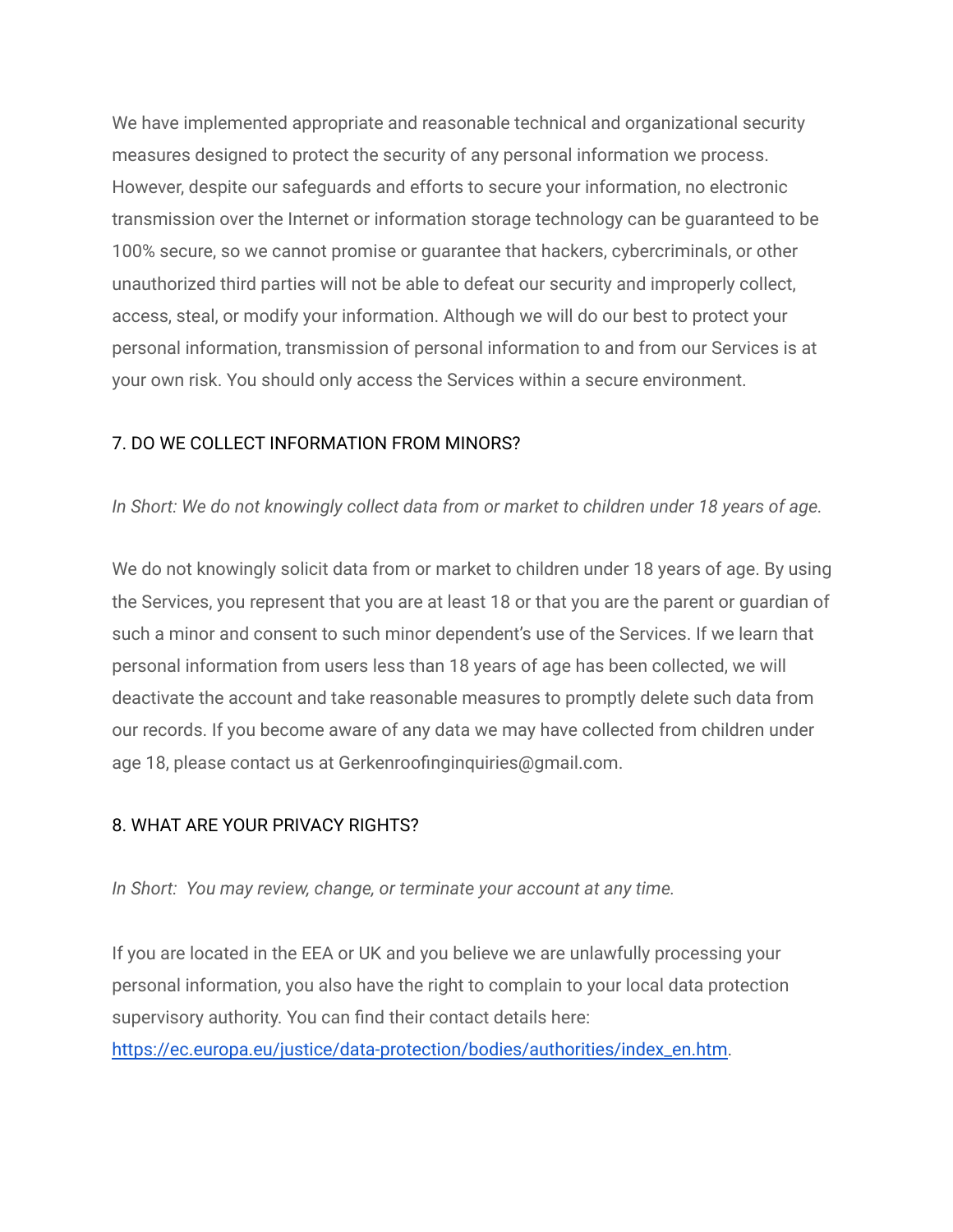We have implemented appropriate and reasonable technical and organizational security measures designed to protect the security of any personal information we process. However, despite our safeguards and efforts to secure your information, no electronic transmission over the Internet or information storage technology can be guaranteed to be 100% secure, so we cannot promise or guarantee that hackers, cybercriminals, or other unauthorized third parties will not be able to defeat our security and improperly collect, access, steal, or modify your information. Although we will do our best to protect your personal information, transmission of personal information to and from our Services is at your own risk. You should only access the Services within a secure environment.

## 7. DO WE COLLECT INFORMATION FROM MINORS?

*In Short: We do not knowingly collect data from or market to children under 18 years of age.*

We do not knowingly solicit data from or market to children under 18 years of age. By using the Services, you represent that you are at least 18 or that you are the parent or guardian of such a minor and consent to such minor dependent’s use of the Services. If we learn that personal information from users less than 18 years of age has been collected, we will deactivate the account and take reasonable measures to promptly delete such data from our records. If you become aware of any data we may have collected from children under age 18, please contact us at Gerkenroofinginquiries@gmail.com.

## 8. WHAT ARE YOUR PRIVACY RIGHTS?

*In Short:  You may review, change, or terminate your account at any time.*

If you are located in the EEA or UK and you believe we are unlawfully processing your personal information, you also have the right to complain to your local data protection supervisory authority. You can find their contact details here: [https://ec.europa.eu/justice/data-protection/bodies/authorities/index_en.htm](https://ec.europa.eu/justice/data-protection/bodies/authorities/index_en.htm).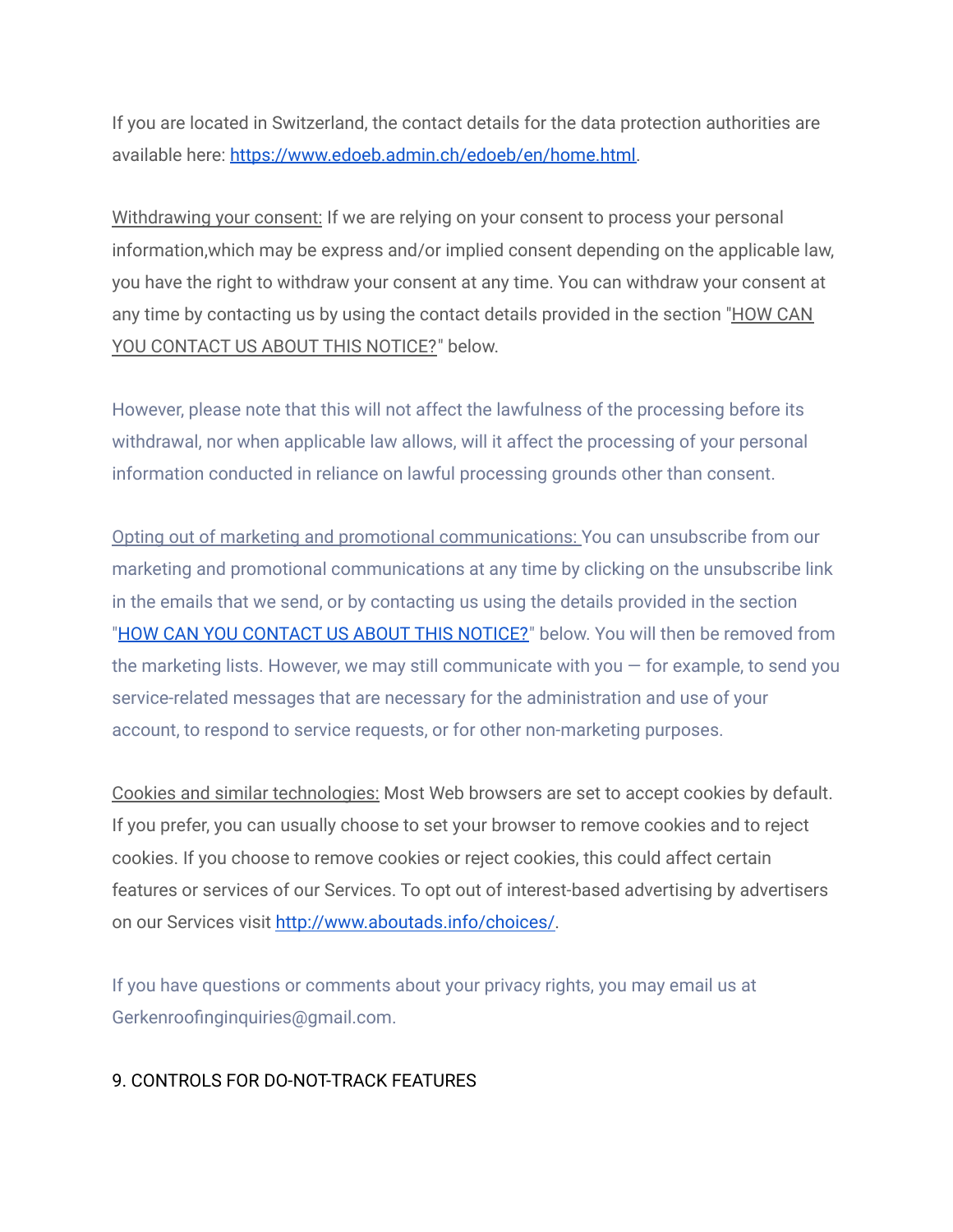If you are located in Switzerland, the contact details for the data protection authorities are available here: https://www.edoeb.admin.ch/edoeb/en/home.html.

Withdrawing your consent: If we are relying on your consent to process your personal information,which may be express and/or implied consent depending on the applicable law, you have the right to withdraw your consent at any time. You can withdraw your consent at any time by contacting us by using the contact details provided in the section "HOW CAN YOU CONTACT US ABOUT THIS NOTICE?" below.

However, please note that this will not affect the lawfulness of the processing before its withdrawal, nor when applicable law allows, will it affect the processing of your personal information conducted in reliance on lawful processing grounds other than consent.

Opting out of marketing and promotional communications: You can unsubscribe from our marketing and promotional communications at any time by clicking on the unsubscribe link in the emails that we send, or by contacting us using the details provided in the section "HOW CAN YOU CONTACT US ABOUT THIS NOTICE?" below. You will then be removed from the marketing lists. However, we may still communicate with you — for example, to send you service-related messages that are necessary for the administration and use of your account, to respond to service requests, or for other non-marketing purposes.

Cookies and similar technologies: Most Web browsers are set to accept cookies by default. If you prefer, you can usually choose to set your browser to remove cookies and to reject cookies. If you choose to remove cookies or reject cookies, this could affect certain features or services of our Services. To opt out of interest-based advertising by advertisers on our Services visit http://www.aboutads.info/choices/.

If you have questions or comments about your privacy rights, you may email us at Gerkenroofinginquiries@gmail.com.

## 9. CONTROLS FOR DO-NOT-TRACK FEATURES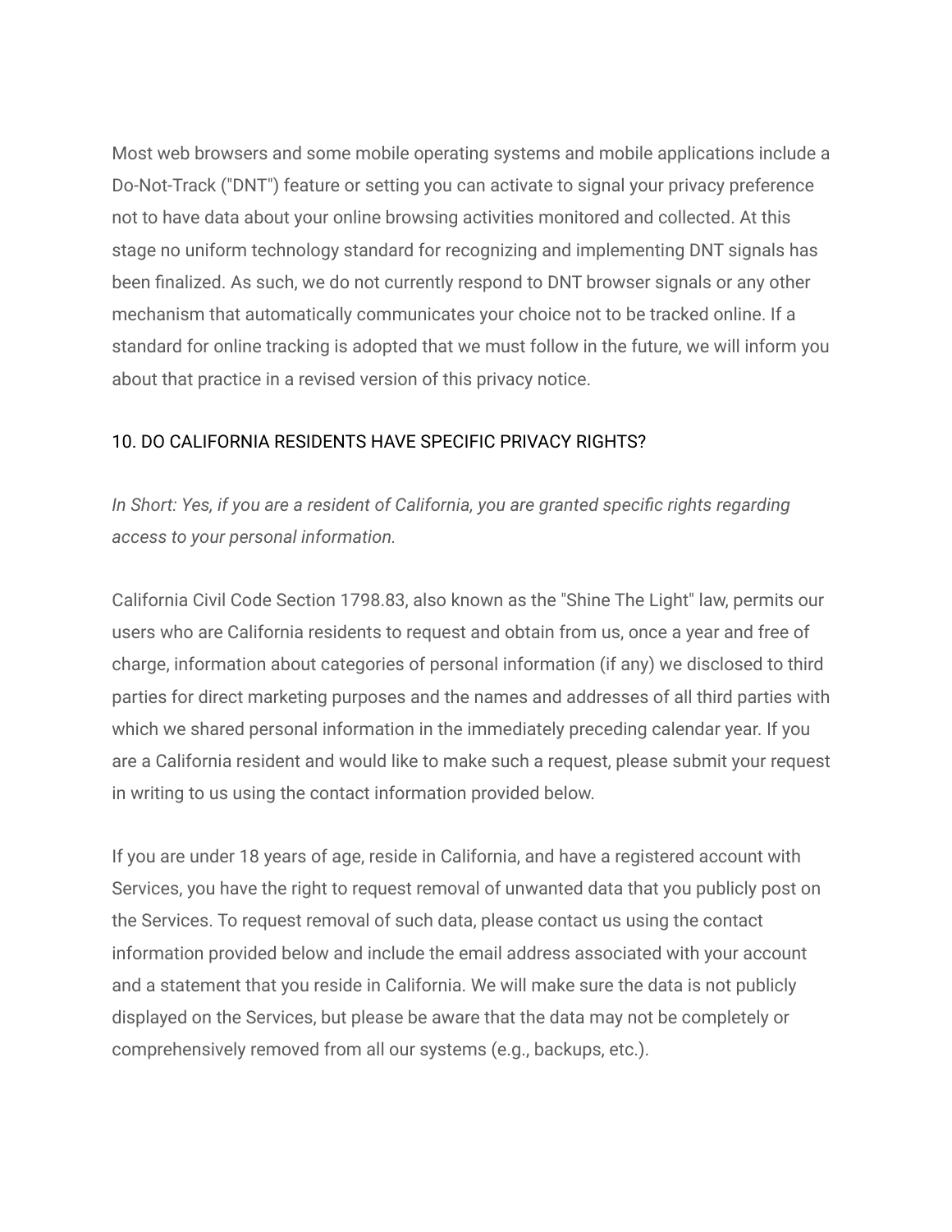Most web browsers and some mobile operating systems and mobile applications include a Do-Not-Track ("DNT") feature or setting you can activate to signal your privacy preference not to have data about your online browsing activities monitored and collected. At this stage no uniform technology standard for recognizing and implementing DNT signals has been finalized. As such, we do not currently respond to DNT browser signals or any other mechanism that automatically communicates your choice not to be tracked online. If a standard for online tracking is adopted that we must follow in the future, we will inform you about that practice in a revised version of this privacy notice.

## 10. DO CALIFORNIA RESIDENTS HAVE SPECIFIC PRIVACY RIGHTS?

*In Short: Yes, if you are a resident of California, you are granted specific rights regarding access to your personal information.*

California Civil Code Section 1798.83, also known as the "Shine The Light" law, permits our users who are California residents to request and obtain from us, once a year and free of charge, information about categories of personal information (if any) we disclosed to third parties for direct marketing purposes and the names and addresses of all third parties with which we shared personal information in the immediately preceding calendar year. If you are a California resident and would like to make such a request, please submit your request in writing to us using the contact information provided below.

If you are under 18 years of age, reside in California, and have a registered account with Services, you have the right to request removal of unwanted data that you publicly post on the Services. To request removal of such data, please contact us using the contact information provided below and include the email address associated with your account and a statement that you reside in California. We will make sure the data is not publicly displayed on the Services, but please be aware that the data may not be completely or comprehensively removed from all our systems (e.g., backups, etc.).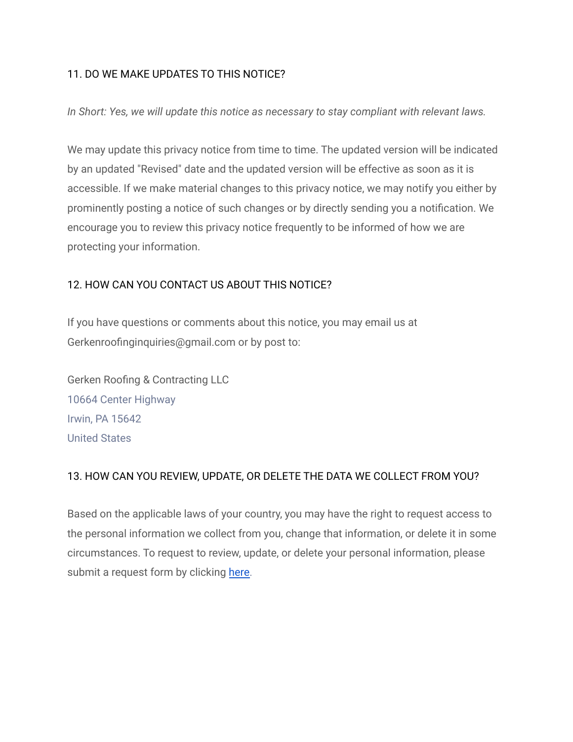## 11. DO WE MAKE UPDATES TO THIS NOTICE?

*In Short: Yes, we will update this notice as necessary to stay compliant with relevant laws.*

We may update this privacy notice from time to time. The updated version will be indicated by an updated "Revised" date and the updated version will be effective as soon as it is accessible. If we make material changes to this privacy notice, we may notify you either by prominently posting a notice of such changes or by directly sending you a notification. We encourage you to review this privacy notice frequently to be informed of how we are protecting your information.

## 12. HOW CAN YOU CONTACT US ABOUT THIS NOTICE?

If you have questions or comments about this notice, you may email us at Gerkenroofinginquiries@gmail.com or by post to:

Gerken Roofing & Contracting LLC
10664 Center Highway
Irwin, PA 15642
United States

## 13. HOW CAN YOU REVIEW, UPDATE, OR DELETE THE DATA WE COLLECT FROM YOU?

Based on the applicable laws of your country, you may have the right to request access to the personal information we collect from you, change that information, or delete it in some circumstances. To request to review, update, or delete your personal information, please submit a request form by clicking here.